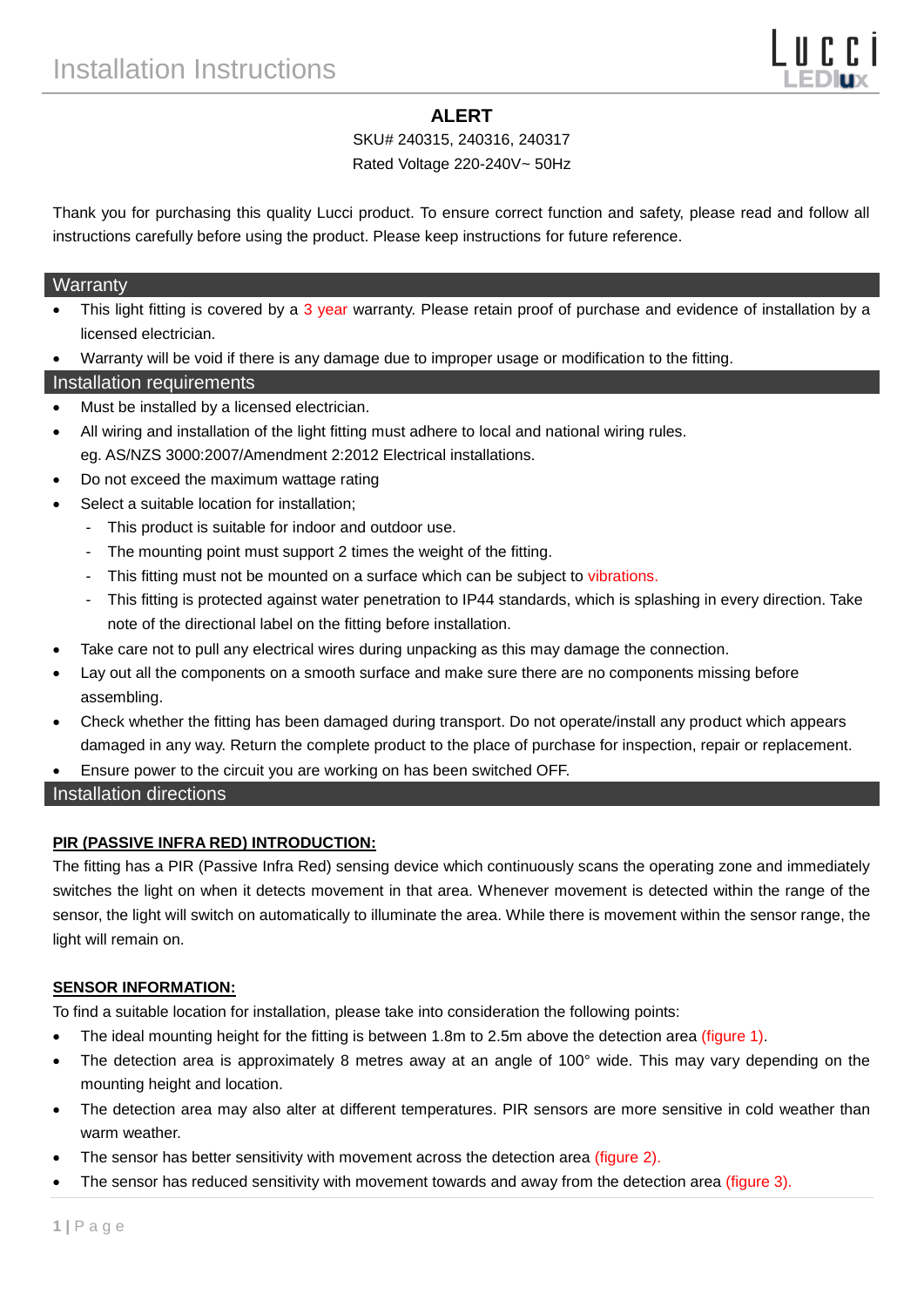# Installation Instructions

## ALERT

SKU# 240315, 240316, 240317

Rated Voltage 220-240V~ 50Hz

Thank you for purchasing this quality Lucci product. To ensure correct function and safety, please read and follow all instructions carefully before using the product. Please keep instructions for future reference.

## Warranty

- This light fitting is covered by a 3 year warranty. Please retain proof of purchase and evidence of installation by a licensed electrician.
- Warranty will be void if there is any damage due to improper usage or modification to the fitting.

## Installation requirements

- Must be installed by a licensed electrician.
- All wiring and installation of the light fitting must adhere to local and national wiring rules. eg. AS/NZS 3000:2007/Amendment 2:2012 Electrical installations.
- Do not exceed the maximum wattage rating
- Select a suitable location for installation;
  - This product is suitable for indoor and outdoor use.
  - The mounting point must support 2 times the weight of the fitting.
  - This fitting must not be mounted on a surface which can be subject to vibrations.
  - This fitting is protected against water penetration to IP44 standards, which is splashing in every direction. Take note of the directional label on the fitting before installation.
- Take care not to pull any electrical wires during unpacking as this may damage the connection.
- Lay out all the components on a smooth surface and make sure there are no components missing before assembling.
- Check whether the fitting has been damaged during transport. Do not operate/install any product which appears damaged in any way. Return the complete product to the place of purchase for inspection, repair or replacement.
- Ensure power to the circuit you are working on has been switched OFF.

## Installation directions

**PIR (PASSIVE INFRA RED) INTRODUCTION:**

The fitting has a PIR (Passive Infra Red) sensing device which continuously scans the operating zone and immediately switches the light on when it detects movement in that area. Whenever movement is detected within the range of the sensor, the light will switch on automatically to illuminate the area. While there is movement within the sensor range, the light will remain on.

**SENSOR INFORMATION:**

To find a suitable location for installation, please take into consideration the following points:

- The ideal mounting height for the fitting is between 1.8m to 2.5m above the detection area (figure 1).
- The detection area is approximately 8 metres away at an angle of 100° wide. This may vary depending on the mounting height and location.
- The detection area may also alter at different temperatures. PIR sensors are more sensitive in cold weather than warm weather.
- The sensor has better sensitivity with movement across the detection area (figure 2).
- The sensor has reduced sensitivity with movement towards and away from the detection area (figure 3).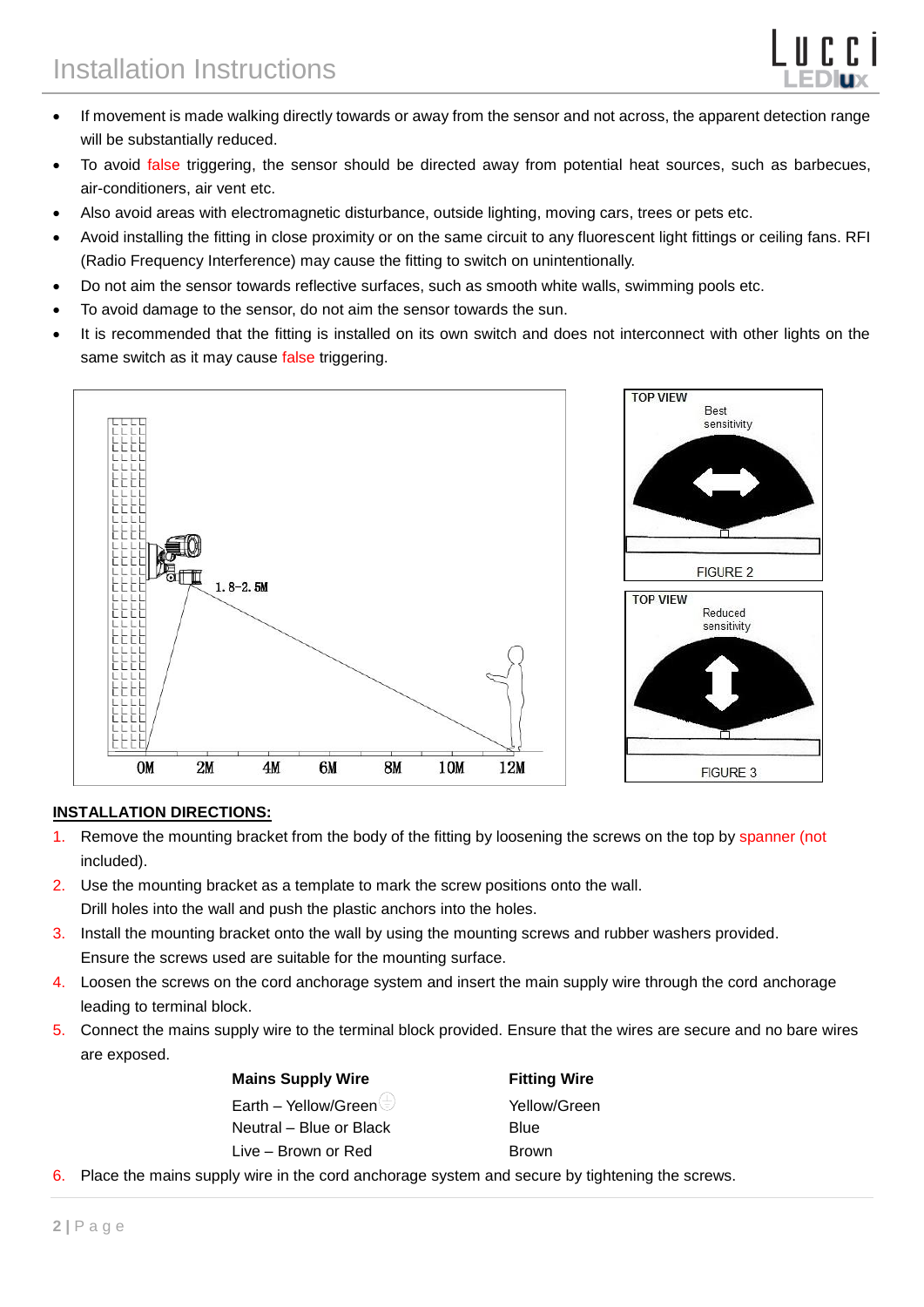- If movement is made walking directly towards or away from the sensor and not across, the apparent detection range will be substantially reduced.
- To avoid false triggering, the sensor should be directed away from potential heat sources, such as barbecues, air-conditioners, air vent etc.
- Also avoid areas with electromagnetic disturbance, outside lighting, moving cars, trees or pets etc.
- Avoid installing the fitting in close proximity or on the same circuit to any fluorescent light fittings or ceiling fans. RFI (Radio Frequency Interference) may cause the fitting to switch on unintentionally.
- Do not aim the sensor towards reflective surfaces, such as smooth white walls, swimming pools etc.
- To avoid damage to the sensor, do not aim the sensor towards the sun.
- It is recommended that the fitting is installed on its own switch and does not interconnect with other lights on the same switch as it may cause false triggering.

1.8-2.5M

0M 2M 4M 6M 8M 10M 12M

TOP VIEW
Best sensitivity

FIGURE 2

TOP VIEW
Reduced sensitivity

FIGURE 3

**INSTALLATION DIRECTIONS:**

1. Remove the mounting bracket from the body of the fitting by loosening the screws on the top by spanner (not included).
2. Use the mounting bracket as a template to mark the screw positions onto the wall.
   Drill holes into the wall and push the plastic anchors into the holes.
3. Install the mounting bracket onto the wall by using the mounting screws and rubber washers provided.
   Ensure the screws used are suitable for the mounting surface.
4. Loosen the screws on the cord anchorage system and insert the main supply wire through the cord anchorage leading to terminal block.
5. Connect the mains supply wire to the terminal block provided. Ensure that the wires are secure and no bare wires are exposed.

| **Mains Supply Wire** | **Fitting Wire** |
| --- | --- |
| Earth – Yellow/Green ⏚ | Yellow/Green |
| Neutral – Blue or Black | Blue |
| Live – Brown or Red | Brown |

6. Place the mains supply wire in the cord anchorage system and secure by tightening the screws.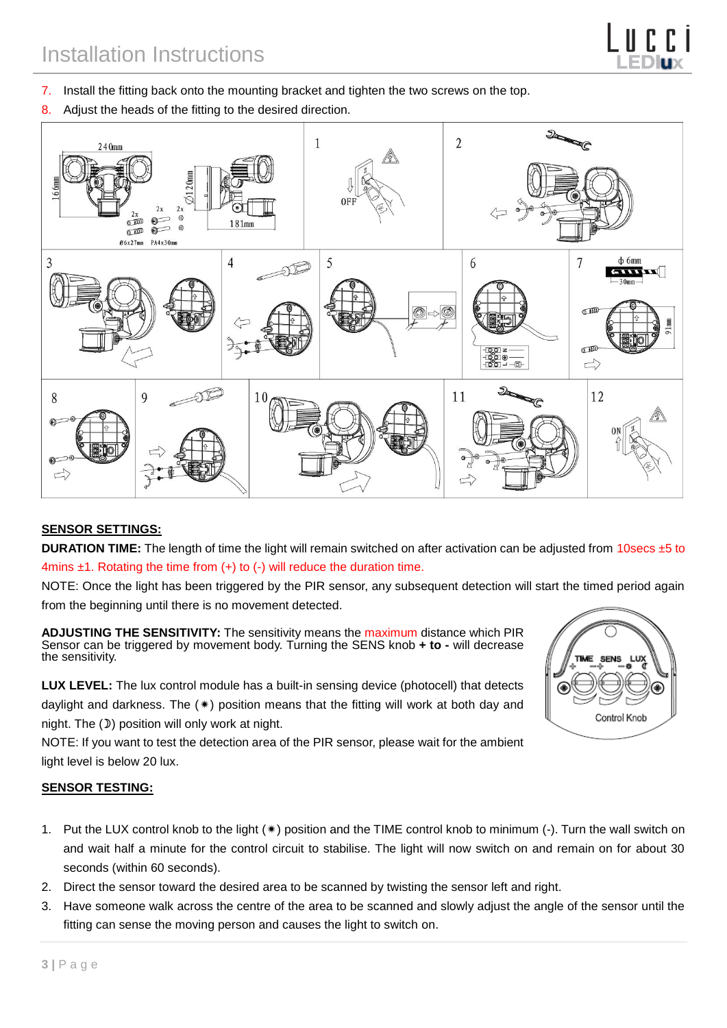# Installation Instructions

7. Install the fitting back onto the mounting bracket and tighten the two screws on the top.
8. Adjust the heads of the fitting to the desired direction.

**SENSOR SETTINGS:**

**DURATION TIME:** The length of time the light will remain switched on after activation can be adjusted from 10secs ±5 to 4mins ±1. Rotating the time from (+) to (-) will reduce the duration time.

NOTE: Once the light has been triggered by the PIR sensor, any subsequent detection will start the timed period again from the beginning until there is no movement detected.

**ADJUSTING THE SENSITIVITY:** The sensitivity means the maximum distance which PIR Sensor can be triggered by movement body. Turning the SENS knob **+ to -** will decrease the sensitivity.

**LUX LEVEL:** The lux control module has a built-in sensing device (photocell) that detects daylight and darkness. The (☀) position means that the fitting will work at both day and night. The (☽) position will only work at night.

NOTE: If you want to test the detection area of the PIR sensor, please wait for the ambient light level is below 20 lux.

**SENSOR TESTING:**

1. Put the LUX control knob to the light (☀) position and the TIME control knob to minimum (-). Turn the wall switch on and wait half a minute for the control circuit to stabilise. The light will now switch on and remain on for about 30 seconds (within 60 seconds).
2. Direct the sensor toward the desired area to be scanned by twisting the sensor left and right.
3. Have someone walk across the centre of the area to be scanned and slowly adjust the angle of the sensor until the fitting can sense the moving person and causes the light to switch on.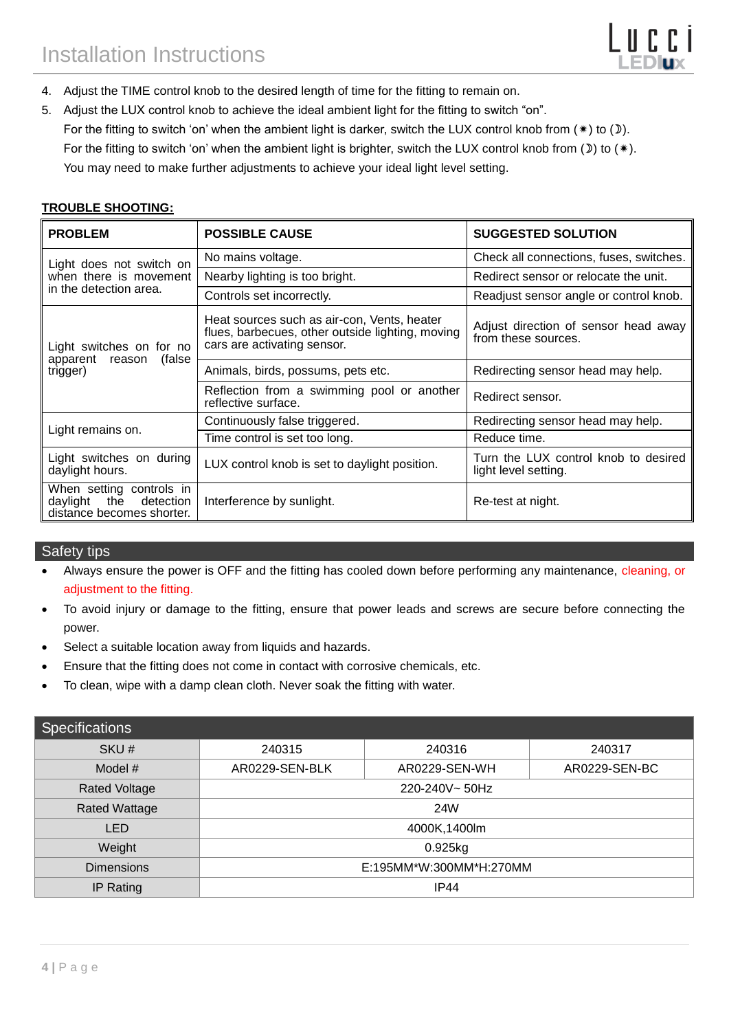4. Adjust the TIME control knob to the desired length of time for the fitting to remain on.
5. Adjust the LUX control knob to achieve the ideal ambient light for the fitting to switch “on”.
   For the fitting to switch ‘on’ when the ambient light is darker, switch the LUX control knob from (☀) to (☽).
   For the fitting to switch ‘on’ when the ambient light is brighter, switch the LUX control knob from (☽) to (☀).
   You may need to make further adjustments to achieve your ideal light level setting.

**TROUBLE SHOOTING:**

| PROBLEM | POSSIBLE CAUSE | SUGGESTED SOLUTION |
|---|---|---|
| Light does not switch on when there is movement in the detection area. | No mains voltage. | Check all connections, fuses, switches. |
| | Nearby lighting is too bright. | Redirect sensor or relocate the unit. |
| | Controls set incorrectly. | Readjust sensor angle or control knob. |
| Light switches on for no apparent reason (false trigger) | Heat sources such as air-con, Vents, heater flues, barbecues, other outside lighting, moving cars are activating sensor. | Adjust direction of sensor head away from these sources. |
| | Animals, birds, possums, pets etc. | Redirecting sensor head may help. |
| | Reflection from a swimming pool or another reflective surface. | Redirect sensor. |
| Light remains on. | Continuously false triggered. | Redirecting sensor head may help. |
| | Time control is set too long. | Reduce time. |
| Light switches on during daylight hours. | LUX control knob is set to daylight position. | Turn the LUX control knob to desired light level setting. |
| When setting controls in daylight the detection distance becomes shorter. | Interference by sunlight. | Re-test at night. |

## Safety tips

- Always ensure the power is OFF and the fitting has cooled down before performing any maintenance, cleaning, or adjustment to the fitting.
- To avoid injury or damage to the fitting, ensure that power leads and screws are secure before connecting the power.
- Select a suitable location away from liquids and hazards.
- Ensure that the fitting does not come in contact with corrosive chemicals, etc.
- To clean, wipe with a damp clean cloth. Never soak the fitting with water.

## Specifications

| SKU # | 240315 | 240316 | 240317 |
|---|---|---|---|
| Model # | AR0229-SEN-BLK | AR0229-SEN-WH | AR0229-SEN-BC |
| Rated Voltage | 220-240V~ 50Hz | | |
| Rated Wattage | 24W | | |
| LED | 4000K,1400lm | | |
| Weight | 0.925kg | | |
| Dimensions | E:195MM*W:300MM*H:270MM | | |
| IP Rating | IP44 | | |